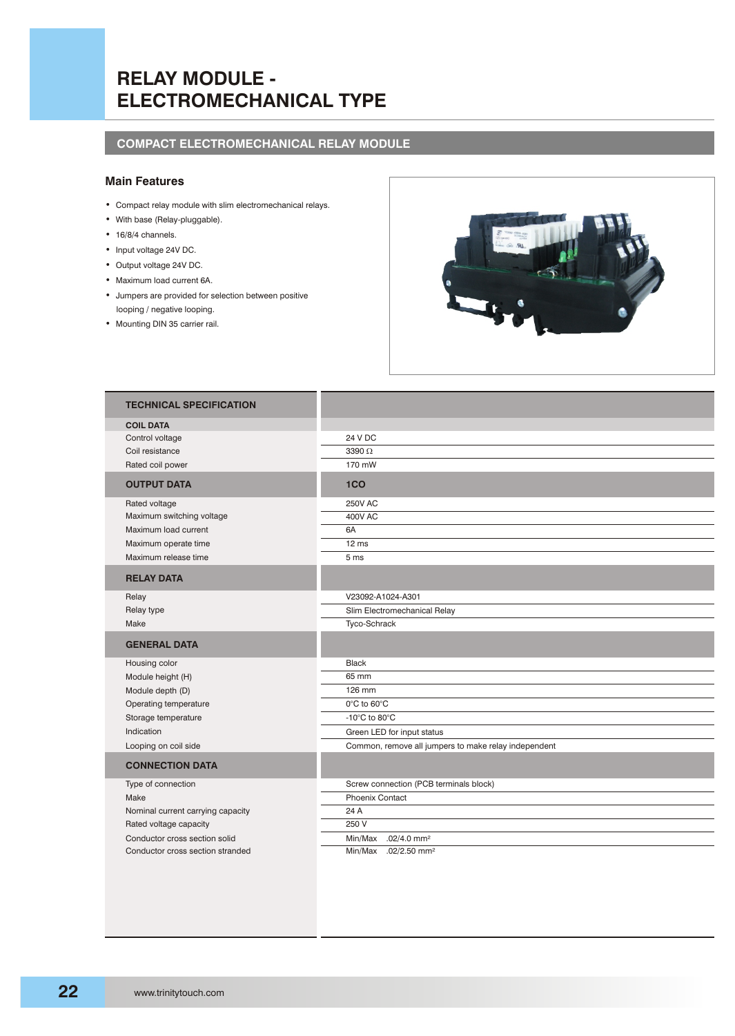# RELAY MODULE - ELECTROMECHANICAL TYPE

## COMPACT ELECTROMECHANICAL RELAY MODULE

### Main Features

- Compact relay module with slim electromechanical relays.
- With base (Relay-pluggable).
- 16/8/4 channels.
- Input voltage 24V DC.
- Output voltage 24V DC.
- Maximum load current 6A.
- Jumpers are provided for selection between positive looping / negative looping.
- Mounting DIN 35 carrier rail.

| TECHNICAL SPECIFICATION | |
|---|---|
| **COIL DATA** | |
| Control voltage | 24 V DC |
| Coil resistance | 3390 Ω |
| Rated coil power | 170 mW |
| **OUTPUT DATA** | **1CO** |
| Rated voltage | 250V AC |
| Maximum switching voltage | 400V AC |
| Maximum load current | 6A |
| Maximum operate time | 12 ms |
| Maximum release time | 5 ms |
| **RELAY DATA** | |
| Relay | V23092-A1024-A301 |
| Relay type | Slim Electromechanical Relay |
| Make | Tyco-Schrack |
| **GENERAL DATA** | |
| Housing color | Black |
| Module height (H) | 65 mm |
| Module depth (D) | 126 mm |
| Operating temperature | 0°C to 60°C |
| Storage temperature | -10°C to 80°C |
| Indication | Green LED for input status |
| Looping on coil side | Common, remove all jumpers to make relay independent |
| **CONNECTION DATA** | |
| Type of connection | Screw connection (PCB terminals block) |
| Make | Phoenix Contact |
| Nominal current carrying capacity | 24 A |
| Rated voltage capacity | 250 V |
| Conductor cross section solid | Min/Max .02/4.0 mm² |
| Conductor cross section stranded | Min/Max .02/2.50 mm² |

www.trinitytouch.com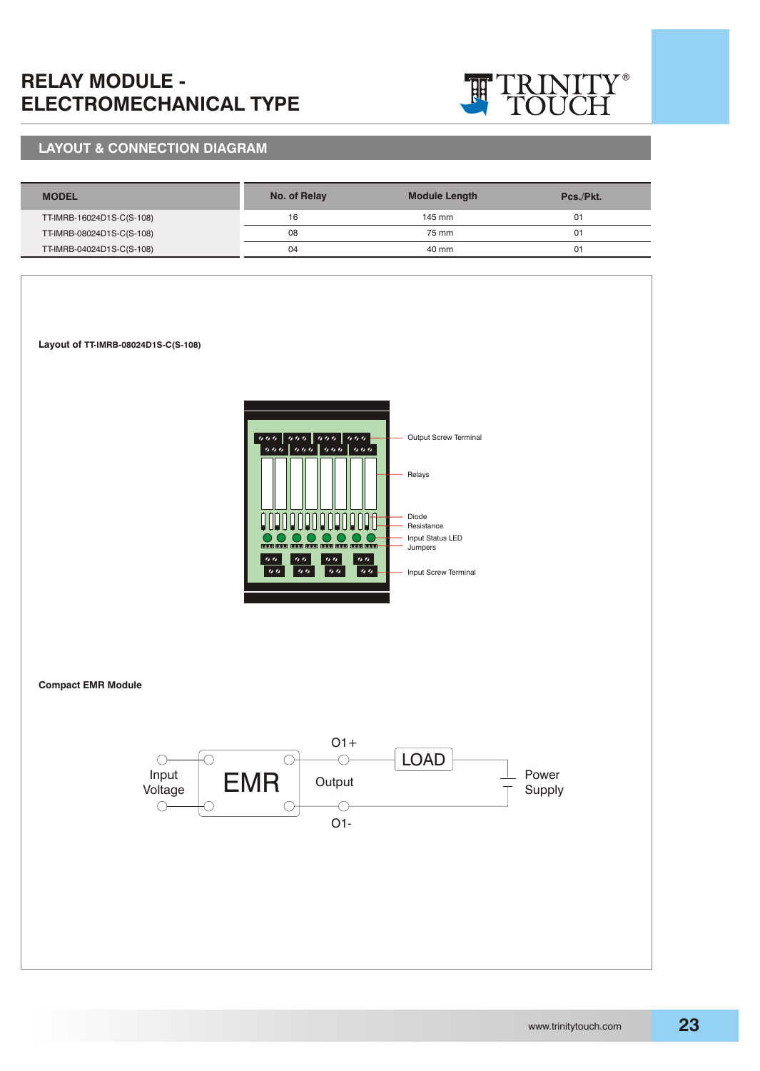# RELAY MODULE - ELECTROMECHANICAL TYPE

## LAYOUT & CONNECTION DIAGRAM

| MODEL | No. of Relay | Module Length | Pcs./Pkt. |
|---|---|---|---|
| TT-IMRB-16024D1S-C(S-108) | 16 | 145 mm | 01 |
| TT-IMRB-08024D1S-C(S-108) | 08 | 75 mm | 01 |
| TT-IMRB-04024D1S-C(S-108) | 04 | 40 mm | 01 |

**Layout of TT-IMRB-08024D1S-C(S-108)**

Output Screw Terminal

Relays

Diode

Resistance

Input Status LED

Jumpers

Input Screw Terminal

**Compact EMR Module**

Input Voltage

EMR

Output

O1+

O1-

LOAD

Power Supply

www.trinitytouch.com